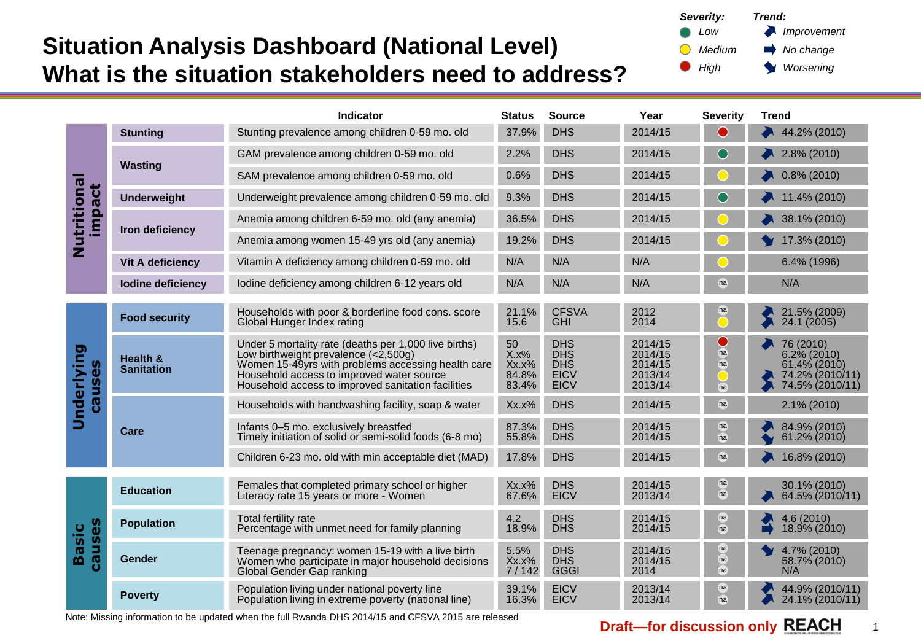# Situation Analysis Dashboard (National Level)
# What is the situation stakeholders need to address?

*Severity:* Low (green), Medium (yellow), High (red)
*Trend:* Improvement, No change, Worsening

| | | Indicator | Status | Source | Year | Severity | Trend |
|---|---|---|---|---|---|---|---|
| **Nutritional impact** | **Stunting** | Stunting prevalence among children 0-59 mo. old | 37.9% | DHS | 2014/15 | High | Improvement 44.2% (2010) |
| | **Wasting** | GAM prevalence among children 0-59 mo. old | 2.2% | DHS | 2014/15 | Low | Improvement 2.8% (2010) |
| | | SAM prevalence among children 0-59 mo. old | 0.6% | DHS | 2014/15 | Medium | Improvement 0.8% (2010) |
| | **Underweight** | Underweight prevalence among children 0-59 mo. old | 9.3% | DHS | 2014/15 | Low | Improvement 11.4% (2010) |
| | **Iron deficiency** | Anemia among children 6-59 mo. old (any anemia) | 36.5% | DHS | 2014/15 | Medium | Improvement 38.1% (2010) |
| | | Anemia among women 15-49 yrs old (any anemia) | 19.2% | DHS | 2014/15 | Medium | Worsening 17.3% (2010) |
| | **Vit A deficiency** | Vitamin A deficiency among children 0-59 mo. old | N/A | N/A | N/A | Medium | 6.4% (1996) |
| | **Iodine deficiency** | Iodine deficiency among children 6-12 years old | N/A | N/A | N/A | na | N/A |
| **Underlying causes** | **Food security** | Households with poor & borderline food cons. score | 21.1% | CFSVA | 2012 | na | Improvement 21.5% (2009) |
| | | Global Hunger Index rating | 15.6 | GHI | 2014 | Medium | Improvement 24.1 (2005) |
| | **Health & Sanitation** | Under 5 mortality rate (deaths per 1,000 live births) | 50 | DHS | 2014/15 | High | Improvement 76 (2010) |
| | | Low birthweight prevalence (<2,500g) | X.x% | DHS | 2014/15 | na | 6.2% (2010) |
| | | Women 15-49yrs with problems accessing health care | Xx.x% | DHS | 2014/15 | na | 61.4% (2010) |
| | | Household access to improved water source | 84.8% | EICV | 2013/14 | Medium | Improvement 74.2% (2010/11) |
| | | Household access to improved sanitation facilities | 83.4% | EICV | 2013/14 | na | Improvement 74.5% (2010/11) |
| | **Care** | Households with handwashing facility, soap & water | Xx.x% | DHS | 2014/15 | na | 2.1% (2010) |
| | | Infants 0–5 mo. exclusively breastfed | 87.3% | DHS | 2014/15 | na | Improvement 84.9% (2010) |
| | | Timely initiation of solid or semi-solid foods (6-8 mo) | 55.8% | DHS | 2014/15 | na | Worsening 61.2% (2010) |
| | | Children 6-23 mo. old with min acceptable diet (MAD) | 17.8% | DHS | 2014/15 | na | Improvement 16.8% (2010) |
| **Basic causes** | **Education** | Females that completed primary school or higher | Xx.x% | DHS | 2014/15 | na | 30.1% (2010) |
| | | Literacy rate 15 years or more - Women | 67.6% | EICV | 2013/14 | na | Improvement 64.5% (2010/11) |
| | **Population** | Total fertility rate | 4.2 | DHS | 2014/15 | na | Improvement 4.6 (2010) |
| | | Percentage with unmet need for family planning | 18.9% | DHS | 2014/15 | na | No change 18.9% (2010) |
| | **Gender** | Teenage pregnancy: women 15-19 with a live birth | 5.5% | DHS | 2014/15 | na | Worsening 4.7% (2010) |
| | | Women who participate in major household decisions | Xx.x% | DHS | 2014/15 | na | 58.7% (2010) |
| | | Global Gender Gap ranking | 7 / 142 | GGGI | 2014 | na | N/A |
| | **Poverty** | Population living under national poverty line | 39.1% | EICV | 2013/14 | na | Improvement 44.9% (2010/11) |
| | | Population living in extreme poverty (national line) | 16.3% | EICV | 2013/14 | na | Improvement 24.1% (2010/11) |

Note: Missing information to be updated when the full Rwanda DHS 2014/15 and CFSVA 2015 are released

**Draft—for discussion only** REACH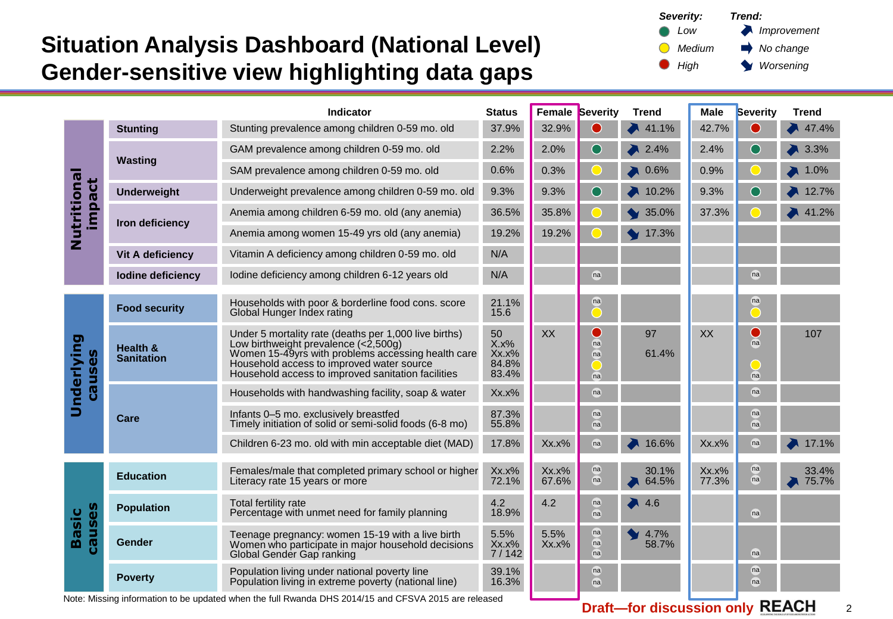# Situation Analysis Dashboard (National Level)
# Gender-sensitive view highlighting data gaps

*Severity:* Low (green) / Medium (yellow) / High (red)
*Trend:* Improvement / No change / Worsening

| Category | Sub-category | Indicator | Status | Female | Severity | Trend | Male | Severity | Trend |
|---|---|---|---|---|---|---|---|---|---|
| Nutritional impact | Stunting | Stunting prevalence among children 0-59 mo. old | 37.9% | 32.9% | High | Improvement 41.1% | 42.7% | High | Improvement 47.4% |
| | Wasting | GAM prevalence among children 0-59 mo. old | 2.2% | 2.0% | Low | Improvement 2.4% | 2.4% | Low | Improvement 3.3% |
| | | SAM prevalence among children 0-59 mo. old | 0.6% | 0.3% | Medium | Improvement 0.6% | 0.9% | Medium | Improvement 1.0% |
| | Underweight | Underweight prevalence among children 0-59 mo. old | 9.3% | 9.3% | Low | Improvement 10.2% | 9.3% | Low | Improvement 12.7% |
| | Iron deficiency | Anemia among children 6-59 mo. old (any anemia) | 36.5% | 35.8% | Medium | Worsening 35.0% | 37.3% | Medium | Improvement 41.2% |
| | | Anemia among women 15-49 yrs old (any anemia) | 19.2% | 19.2% | Medium | Worsening 17.3% | | | |
| | Vit A deficiency | Vitamin A deficiency among children 0-59 mo. old | N/A | | | | | | |
| | Iodine deficiency | Iodine deficiency among children 6-12 years old | N/A | | na | | | na | |
| Underlying causes | Food security | Households with poor & borderline food cons. score<br>Global Hunger Index rating | 21.1%<br>15.6 | | na<br>Medium | | | na<br>Medium | |
| | Health & Sanitation | Under 5 mortality rate (deaths per 1,000 live births)<br>Low birthweight prevalence (<2,500g)<br>Women 15-49yrs with problems accessing health care<br>Household access to improved water source<br>Household access to improved sanitation facilities | 50<br>X.x%<br>Xx.x%<br>84.8%<br>83.4% | XX | High<br>na<br>na<br>Medium<br>na | 97<br><br>61.4% | XX | High<br>na<br><br>Medium<br>na | 107 |
| | Care | Households with handwashing facility, soap & water | Xx.x% | | na | | | na | |
| | | Infants 0–5 mo. exclusively breastfed<br>Timely initiation of solid or semi-solid foods (6-8 mo) | 87.3%<br>55.8% | | na<br>na | | | na<br>na | |
| | | Children 6-23 mo. old with min acceptable diet (MAD) | 17.8% | Xx.x% | na | Improvement 16.6% | Xx.x% | na | Improvement 17.1% |
| Basic causes | Education | Females/male that completed primary school or higher<br>Literacy rate 15 years or more | Xx.x%<br>72.1% | Xx.x%<br>67.6% | na<br>na | 30.1%<br>Improvement 64.5% | Xx.x%<br>77.3% | na<br>na | 33.4%<br>Improvement 75.7% |
| | Population | Total fertility rate<br>Percentage with unmet need for family planning | 4.2<br>18.9% | 4.2 | na<br>na | Improvement 4.6 | | na | |
| | Gender | Teenage pregnancy: women 15-19 with a live birth<br>Women who participate in major household decisions<br>Global Gender Gap ranking | 5.5%<br>Xx.x%<br>7 / 142 | 5.5%<br>Xx.x% | na<br>na<br>na | Worsening 4.7%<br>58.7% | | na | |
| | Poverty | Population living under national poverty line<br>Population living in extreme poverty (national line) | 39.1%<br>16.3% | | na<br>na | | | na<br>na | |

Note: Missing information to be updated when the full Rwanda DHS 2014/15 and CFSVA 2015 are released

**Draft—for discussion only** REACH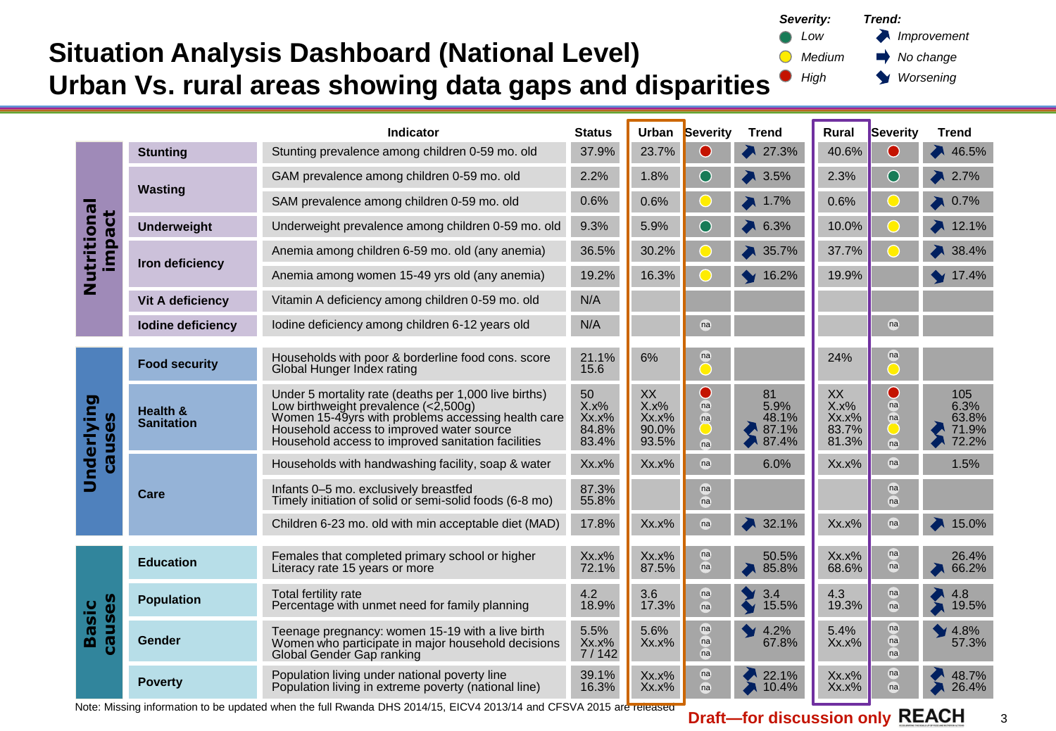# Situation Analysis Dashboard (National Level)
# Urban Vs. rural areas showing data gaps and disparities

*Severity:* Low (green) · Medium (yellow) · High (red)
*Trend:* Improvement · No change · Worsening

| | | Indicator | Status | Urban | Severity | Trend | Rural | Severity | Trend |
|---|---|---|---|---|---|---|---|---|---|
| Nutritional impact | **Stunting** | Stunting prevalence among children 0-59 mo. old | 37.9% | 23.7% | High | Improvement 27.3% | 40.6% | High | Improvement 46.5% |
| | **Wasting** | GAM prevalence among children 0-59 mo. old | 2.2% | 1.8% | Low | Improvement 3.5% | 2.3% | Low | Improvement 2.7% |
| | | SAM prevalence among children 0-59 mo. old | 0.6% | 0.6% | Medium | Improvement 1.7% | 0.6% | Medium | Improvement 0.7% |
| | **Underweight** | Underweight prevalence among children 0-59 mo. old | 9.3% | 5.9% | Low | Improvement 6.3% | 10.0% | Medium | Improvement 12.1% |
| | **Iron deficiency** | Anemia among children 6-59 mo. old (any anemia) | 36.5% | 30.2% | Medium | Improvement 35.7% | 37.7% | Medium | Improvement 38.4% |
| | | Anemia among women 15-49 yrs old (any anemia) | 19.2% | 16.3% | Medium | Worsening 16.2% | 19.9% | | Worsening 17.4% |
| | **Vit A deficiency** | Vitamin A deficiency among children 0-59 mo. old | N/A | | | | | | |
| | **Iodine deficiency** | Iodine deficiency among children 6-12 years old | N/A | | na | | | na | |
| Underlying causes | **Food security** | Households with poor & borderline food cons. score<br>Global Hunger Index rating | 21.1%<br>15.6 | 6% | na<br>Medium | | 24% | na<br>Medium | |
| | **Health & Sanitation** | Under 5 mortality rate (deaths per 1,000 live births)<br>Low birthweight prevalence (<2,500g)<br>Women 15-49yrs with problems accessing health care<br>Household access to improved water source<br>Household access to improved sanitation facilities | 50<br>X.x%<br>Xx.x%<br>84.8%<br>83.4% | XX<br>X.x%<br>Xx.x%<br>90.0%<br>93.5% | High<br>na<br>na<br>Medium<br>na | 81<br>5.9%<br>48.1%<br>Improvement 87.1%<br>Improvement 87.4% | XX<br>X.x%<br>Xx.x%<br>83.7%<br>81.3% | High<br>na<br>na<br>Medium<br>na | 105<br>6.3%<br>63.8%<br>Improvement 71.9%<br>Improvement 72.2% |
| | | Households with handwashing facility, soap & water | Xx.x% | Xx.x% | na | 6.0% | Xx.x% | na | 1.5% |
| | **Care** | Infants 0–5 mo. exclusively breastfed<br>Timely initiation of solid or semi-solid foods (6-8 mo) | 87.3%<br>55.8% | | na<br>na | | | na<br>na | |
| | | Children 6-23 mo. old with min acceptable diet (MAD) | 17.8% | Xx.x% | na | Improvement 32.1% | Xx.x% | na | Improvement 15.0% |
| Basic causes | **Education** | Females that completed primary school or higher<br>Literacy rate 15 years or more | Xx.x%<br>72.1% | Xx.x%<br>87.5% | na<br>na | 50.5%<br>Improvement 85.8% | Xx.x%<br>68.6% | na<br>na | 26.4%<br>Improvement 66.2% |
| | **Population** | Total fertility rate<br>Percentage with unmet need for family planning | 4.2<br>18.9% | 3.6<br>17.3% | na<br>na | Worsening 3.4<br>Worsening 15.5% | 4.3<br>19.3% | na<br>na | Improvement 4.8<br>Improvement 19.5% |
| | **Gender** | Teenage pregnancy: women 15-19 with a live birth<br>Women who participate in major household decisions<br>Global Gender Gap ranking | 5.5%<br>Xx.x%<br>7 / 142 | 5.6%<br>Xx.x% | na<br>na<br>na | Worsening 4.2%<br>67.8% | 5.4%<br>Xx.x% | na<br>na<br>na | Worsening 4.8%<br>57.3% |
| | **Poverty** | Population living under national poverty line<br>Population living in extreme poverty (national line) | 39.1%<br>16.3% | Xx.x%<br>Xx.x% | na<br>na | Improvement 22.1%<br>Improvement 10.4% | Xx.x%<br>Xx.x% | na<br>na | Improvement 48.7%<br>Improvement 26.4% |

Note: Missing information to be updated when the full Rwanda DHS 2014/15, EICV4 2013/14 and CFSVA 2015 are released

**Draft—for discussion only** REACH